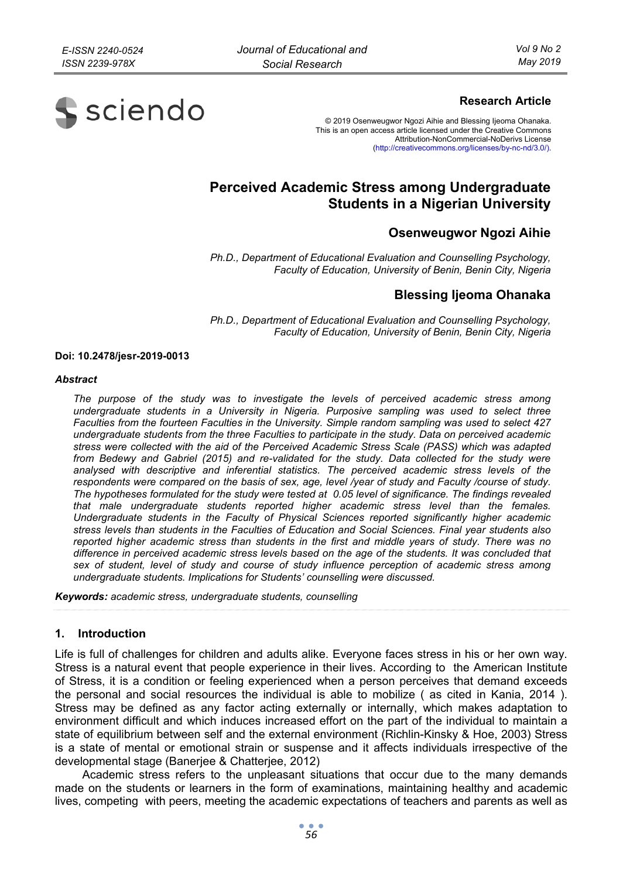**Research Article**

© 2019 Osenweugwor Ngozi Aihie and Blessing Ijeoma Ohanaka.
This is an open access article licensed under the Creative Commons Attribution-NonCommercial-NoDerivs License (http://creativecommons.org/licenses/by-nc-nd/3.0/).

# Perceived Academic Stress among Undergraduate Students in a Nigerian University

## Osenweugwor Ngozi Aihie

*Ph.D., Department of Educational Evaluation and Counselling Psychology, Faculty of Education, University of Benin, Benin City, Nigeria*

## Blessing Ijeoma Ohanaka

*Ph.D., Department of Educational Evaluation and Counselling Psychology, Faculty of Education, University of Benin, Benin City, Nigeria*

**Doi: 10.2478/jesr-2019-0013**

***Abstract***

*The purpose of the study was to investigate the levels of perceived academic stress among undergraduate students in a University in Nigeria. Purposive sampling was used to select three Faculties from the fourteen Faculties in the University. Simple random sampling was used to select 427 undergraduate students from the three Faculties to participate in the study. Data on perceived academic stress were collected with the aid of the Perceived Academic Stress Scale (PASS) which was adapted from Bedewy and Gabriel (2015) and re-validated for the study. Data collected for the study were analysed with descriptive and inferential statistics. The perceived academic stress levels of the respondents were compared on the basis of sex, age, level /year of study and Faculty /course of study. The hypotheses formulated for the study were tested at 0.05 level of significance. The findings revealed that male undergraduate students reported higher academic stress level than the females. Undergraduate students in the Faculty of Physical Sciences reported significantly higher academic stress levels than students in the Faculties of Education and Social Sciences. Final year students also reported higher academic stress than students in the first and middle years of study. There was no difference in perceived academic stress levels based on the age of the students. It was concluded that sex of student, level of study and course of study influence perception of academic stress among undergraduate students. Implications for Students' counselling were discussed.*

***Keywords:*** *academic stress, undergraduate students, counselling*

## 1. Introduction

Life is full of challenges for children and adults alike. Everyone faces stress in his or her own way. Stress is a natural event that people experience in their lives. According to the American Institute of Stress, it is a condition or feeling experienced when a person perceives that demand exceeds the personal and social resources the individual is able to mobilize ( as cited in Kania, 2014 ). Stress may be defined as any factor acting externally or internally, which makes adaptation to environment difficult and which induces increased effort on the part of the individual to maintain a state of equilibrium between self and the external environment (Richlin-Kinsky & Hoe, 2003) Stress is a state of mental or emotional strain or suspense and it affects individuals irrespective of the developmental stage (Banerjee & Chatterjee, 2012)

Academic stress refers to the unpleasant situations that occur due to the many demands made on the students or learners in the form of examinations, maintaining healthy and academic lives, competing with peers, meeting the academic expectations of teachers and parents as well as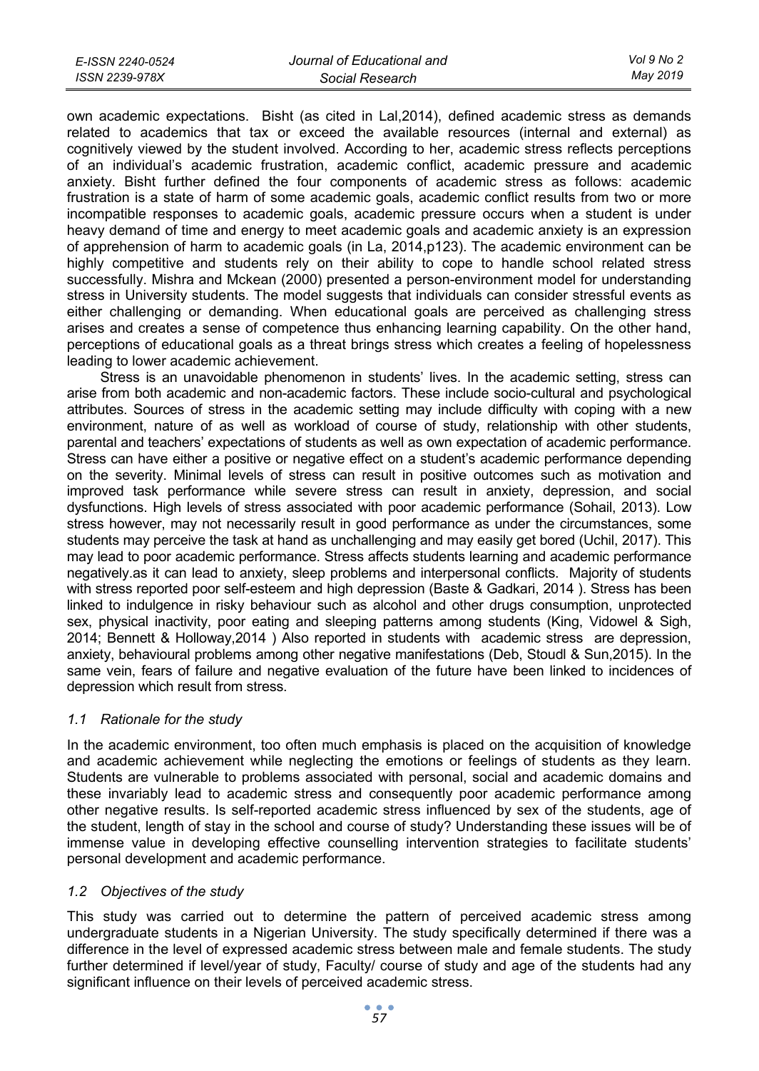own academic expectations. Bisht (as cited in Lal,2014), defined academic stress as demands related to academics that tax or exceed the available resources (internal and external) as cognitively viewed by the student involved. According to her, academic stress reflects perceptions of an individual's academic frustration, academic conflict, academic pressure and academic anxiety. Bisht further defined the four components of academic stress as follows: academic frustration is a state of harm of some academic goals, academic conflict results from two or more incompatible responses to academic goals, academic pressure occurs when a student is under heavy demand of time and energy to meet academic goals and academic anxiety is an expression of apprehension of harm to academic goals (in La, 2014,p123). The academic environment can be highly competitive and students rely on their ability to cope to handle school related stress successfully. Mishra and Mckean (2000) presented a person-environment model for understanding stress in University students. The model suggests that individuals can consider stressful events as either challenging or demanding. When educational goals are perceived as challenging stress arises and creates a sense of competence thus enhancing learning capability. On the other hand, perceptions of educational goals as a threat brings stress which creates a feeling of hopelessness leading to lower academic achievement.

Stress is an unavoidable phenomenon in students' lives. In the academic setting, stress can arise from both academic and non-academic factors. These include socio-cultural and psychological attributes. Sources of stress in the academic setting may include difficulty with coping with a new environment, nature of as well as workload of course of study, relationship with other students, parental and teachers' expectations of students as well as own expectation of academic performance. Stress can have either a positive or negative effect on a student's academic performance depending on the severity. Minimal levels of stress can result in positive outcomes such as motivation and improved task performance while severe stress can result in anxiety, depression, and social dysfunctions. High levels of stress associated with poor academic performance (Sohail, 2013). Low stress however, may not necessarily result in good performance as under the circumstances, some students may perceive the task at hand as unchallenging and may easily get bored (Uchil, 2017). This may lead to poor academic performance. Stress affects students learning and academic performance negatively.as it can lead to anxiety, sleep problems and interpersonal conflicts. Majority of students with stress reported poor self-esteem and high depression (Baste & Gadkari, 2014 ). Stress has been linked to indulgence in risky behaviour such as alcohol and other drugs consumption, unprotected sex, physical inactivity, poor eating and sleeping patterns among students (King, Vidowel & Sigh, 2014; Bennett & Holloway,2014 ) Also reported in students with academic stress are depression, anxiety, behavioural problems among other negative manifestations (Deb, Stoudl & Sun,2015). In the same vein, fears of failure and negative evaluation of the future have been linked to incidences of depression which result from stress.

### *1.1 Rationale for the study*

In the academic environment, too often much emphasis is placed on the acquisition of knowledge and academic achievement while neglecting the emotions or feelings of students as they learn. Students are vulnerable to problems associated with personal, social and academic domains and these invariably lead to academic stress and consequently poor academic performance among other negative results. Is self-reported academic stress influenced by sex of the students, age of the student, length of stay in the school and course of study? Understanding these issues will be of immense value in developing effective counselling intervention strategies to facilitate students' personal development and academic performance.

### *1.2 Objectives of the study*

This study was carried out to determine the pattern of perceived academic stress among undergraduate students in a Nigerian University. The study specifically determined if there was a difference in the level of expressed academic stress between male and female students. The study further determined if level/year of study, Faculty/ course of study and age of the students had any significant influence on their levels of perceived academic stress.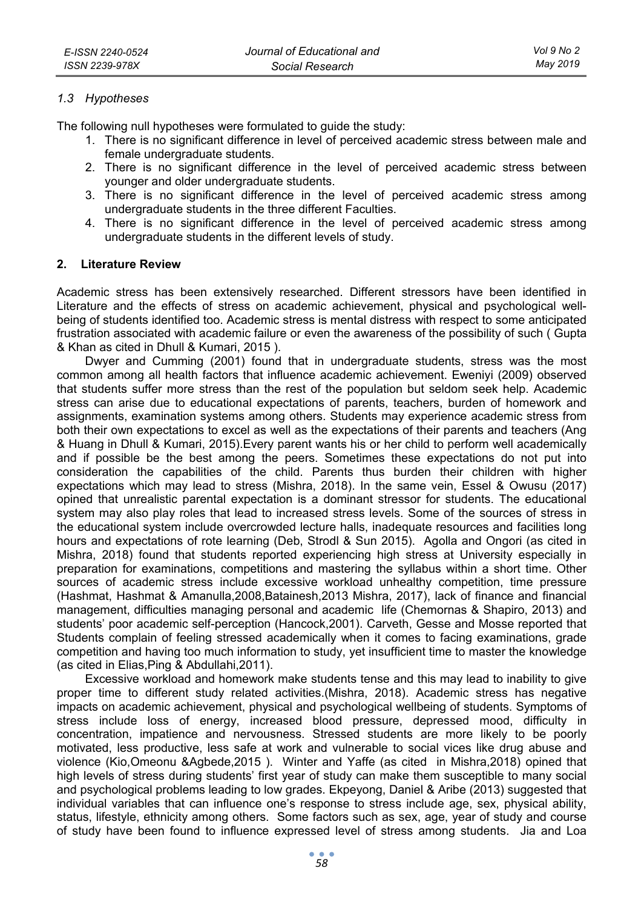### 1.3 Hypotheses

The following null hypotheses were formulated to guide the study:

1. There is no significant difference in level of perceived academic stress between male and female undergraduate students.
2. There is no significant difference in the level of perceived academic stress between younger and older undergraduate students.
3. There is no significant difference in the level of perceived academic stress among undergraduate students in the three different Faculties.
4. There is no significant difference in the level of perceived academic stress among undergraduate students in the different levels of study.

## 2. Literature Review

Academic stress has been extensively researched. Different stressors have been identified in Literature and the effects of stress on academic achievement, physical and psychological well-being of students identified too. Academic stress is mental distress with respect to some anticipated frustration associated with academic failure or even the awareness of the possibility of such ( Gupta & Khan as cited in Dhull & Kumari, 2015 ).

Dwyer and Cumming (2001) found that in undergraduate students, stress was the most common among all health factors that influence academic achievement. Eweniyi (2009) observed that students suffer more stress than the rest of the population but seldom seek help. Academic stress can arise due to educational expectations of parents, teachers, burden of homework and assignments, examination systems among others. Students may experience academic stress from both their own expectations to excel as well as the expectations of their parents and teachers (Ang & Huang in Dhull & Kumari, 2015).Every parent wants his or her child to perform well academically and if possible be the best among the peers. Sometimes these expectations do not put into consideration the capabilities of the child. Parents thus burden their children with higher expectations which may lead to stress (Mishra, 2018). In the same vein, Essel & Owusu (2017) opined that unrealistic parental expectation is a dominant stressor for students. The educational system may also play roles that lead to increased stress levels. Some of the sources of stress in the educational system include overcrowded lecture halls, inadequate resources and facilities long hours and expectations of rote learning (Deb, Strodl & Sun 2015). Agolla and Ongori (as cited in Mishra, 2018) found that students reported experiencing high stress at University especially in preparation for examinations, competitions and mastering the syllabus within a short time. Other sources of academic stress include excessive workload unhealthy competition, time pressure (Hashmat, Hashmat & Amanulla,2008,Batainesh,2013 Mishra, 2017), lack of finance and financial management, difficulties managing personal and academic life (Chemornas & Shapiro, 2013) and students' poor academic self-perception (Hancock,2001). Carveth, Gesse and Mosse reported that Students complain of feeling stressed academically when it comes to facing examinations, grade competition and having too much information to study, yet insufficient time to master the knowledge (as cited in Elias,Ping & Abdullahi,2011).

Excessive workload and homework make students tense and this may lead to inability to give proper time to different study related activities.(Mishra, 2018). Academic stress has negative impacts on academic achievement, physical and psychological wellbeing of students. Symptoms of stress include loss of energy, increased blood pressure, depressed mood, difficulty in concentration, impatience and nervousness. Stressed students are more likely to be poorly motivated, less productive, less safe at work and vulnerable to social vices like drug abuse and violence (Kio,Omeonu &Agbede,2015 ). Winter and Yaffe (as cited in Mishra,2018) opined that high levels of stress during students' first year of study can make them susceptible to many social and psychological problems leading to low grades. Ekpeyong, Daniel & Aribe (2013) suggested that individual variables that can influence one's response to stress include age, sex, physical ability, status, lifestyle, ethnicity among others. Some factors such as sex, age, year of study and course of study have been found to influence expressed level of stress among students. Jia and Loa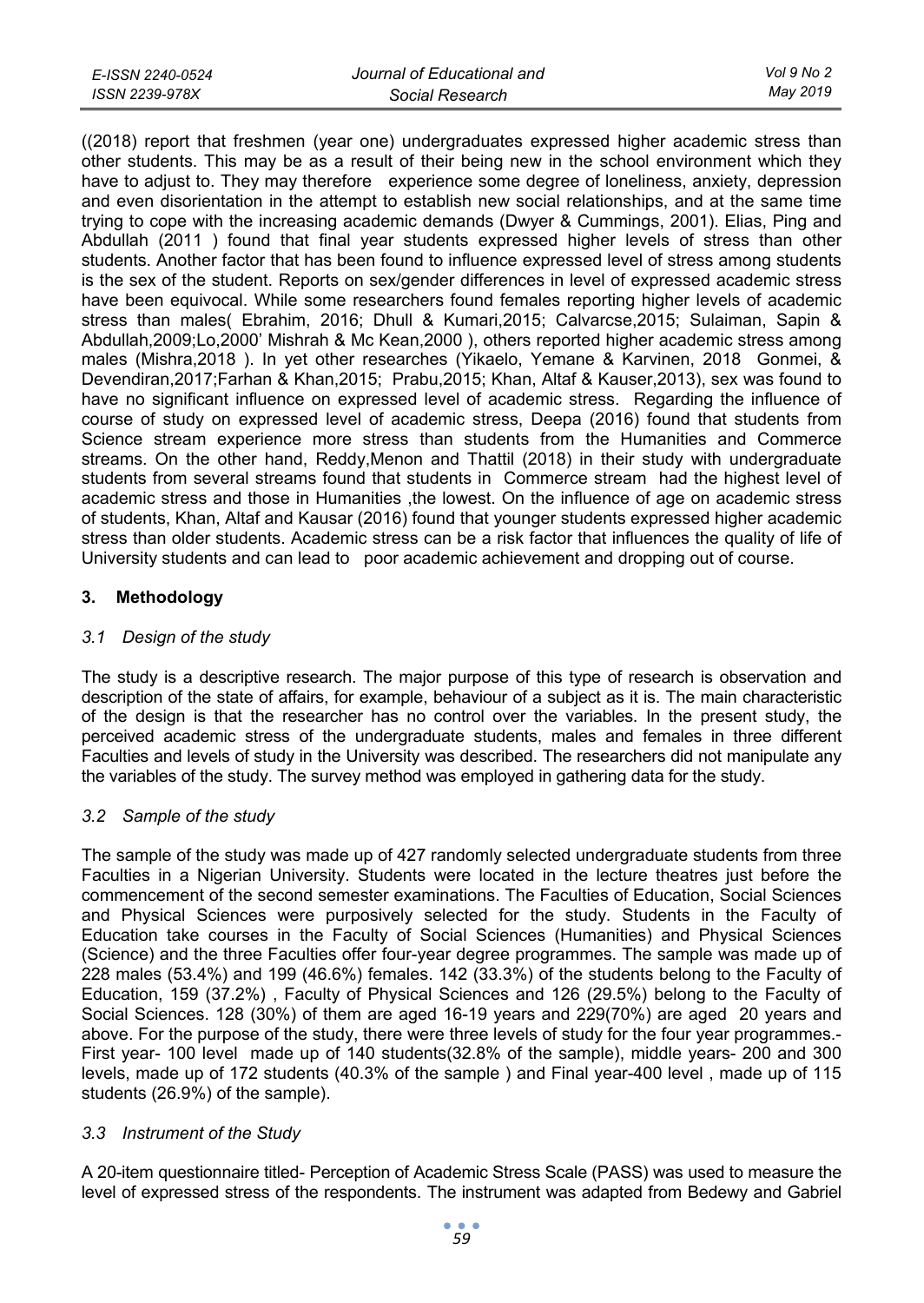((2018) report that freshmen (year one) undergraduates expressed higher academic stress than other students. This may be as a result of their being new in the school environment which they have to adjust to. They may therefore experience some degree of loneliness, anxiety, depression and even disorientation in the attempt to establish new social relationships, and at the same time trying to cope with the increasing academic demands (Dwyer & Cummings, 2001). Elias, Ping and Abdullah (2011 ) found that final year students expressed higher levels of stress than other students. Another factor that has been found to influence expressed level of stress among students is the sex of the student. Reports on sex/gender differences in level of expressed academic stress have been equivocal. While some researchers found females reporting higher levels of academic stress than males( Ebrahim, 2016; Dhull & Kumari,2015; Calvarcse,2015; Sulaiman, Sapin & Abdullah,2009;Lo,2000' Mishrah & Mc Kean,2000 ), others reported higher academic stress among males (Mishra,2018 ). In yet other researches (Yikaelo, Yemane & Karvinen, 2018 Gonmei, & Devendiran,2017;Farhan & Khan,2015; Prabu,2015; Khan, Altaf & Kauser,2013), sex was found to have no significant influence on expressed level of academic stress. Regarding the influence of course of study on expressed level of academic stress, Deepa (2016) found that students from Science stream experience more stress than students from the Humanities and Commerce streams. On the other hand, Reddy,Menon and Thattil (2018) in their study with undergraduate students from several streams found that students in Commerce stream had the highest level of academic stress and those in Humanities ,the lowest. On the influence of age on academic stress of students, Khan, Altaf and Kausar (2016) found that younger students expressed higher academic stress than older students. Academic stress can be a risk factor that influences the quality of life of University students and can lead to poor academic achievement and dropping out of course.

## 3. Methodology

### *3.1 Design of the study*

The study is a descriptive research. The major purpose of this type of research is observation and description of the state of affairs, for example, behaviour of a subject as it is. The main characteristic of the design is that the researcher has no control over the variables. In the present study, the perceived academic stress of the undergraduate students, males and females in three different Faculties and levels of study in the University was described. The researchers did not manipulate any the variables of the study. The survey method was employed in gathering data for the study.

### *3.2 Sample of the study*

The sample of the study was made up of 427 randomly selected undergraduate students from three Faculties in a Nigerian University. Students were located in the lecture theatres just before the commencement of the second semester examinations. The Faculties of Education, Social Sciences and Physical Sciences were purposively selected for the study. Students in the Faculty of Education take courses in the Faculty of Social Sciences (Humanities) and Physical Sciences (Science) and the three Faculties offer four-year degree programmes. The sample was made up of 228 males (53.4%) and 199 (46.6%) females. 142 (33.3%) of the students belong to the Faculty of Education, 159 (37.2%) , Faculty of Physical Sciences and 126 (29.5%) belong to the Faculty of Social Sciences. 128 (30%) of them are aged 16-19 years and 229(70%) are aged 20 years and above. For the purpose of the study, there were three levels of study for the four year programmes.- First year- 100 level made up of 140 students(32.8% of the sample), middle years- 200 and 300 levels, made up of 172 students (40.3% of the sample ) and Final year-400 level , made up of 115 students (26.9%) of the sample).

### *3.3 Instrument of the Study*

A 20-item questionnaire titled- Perception of Academic Stress Scale (PASS) was used to measure the level of expressed stress of the respondents. The instrument was adapted from Bedewy and Gabriel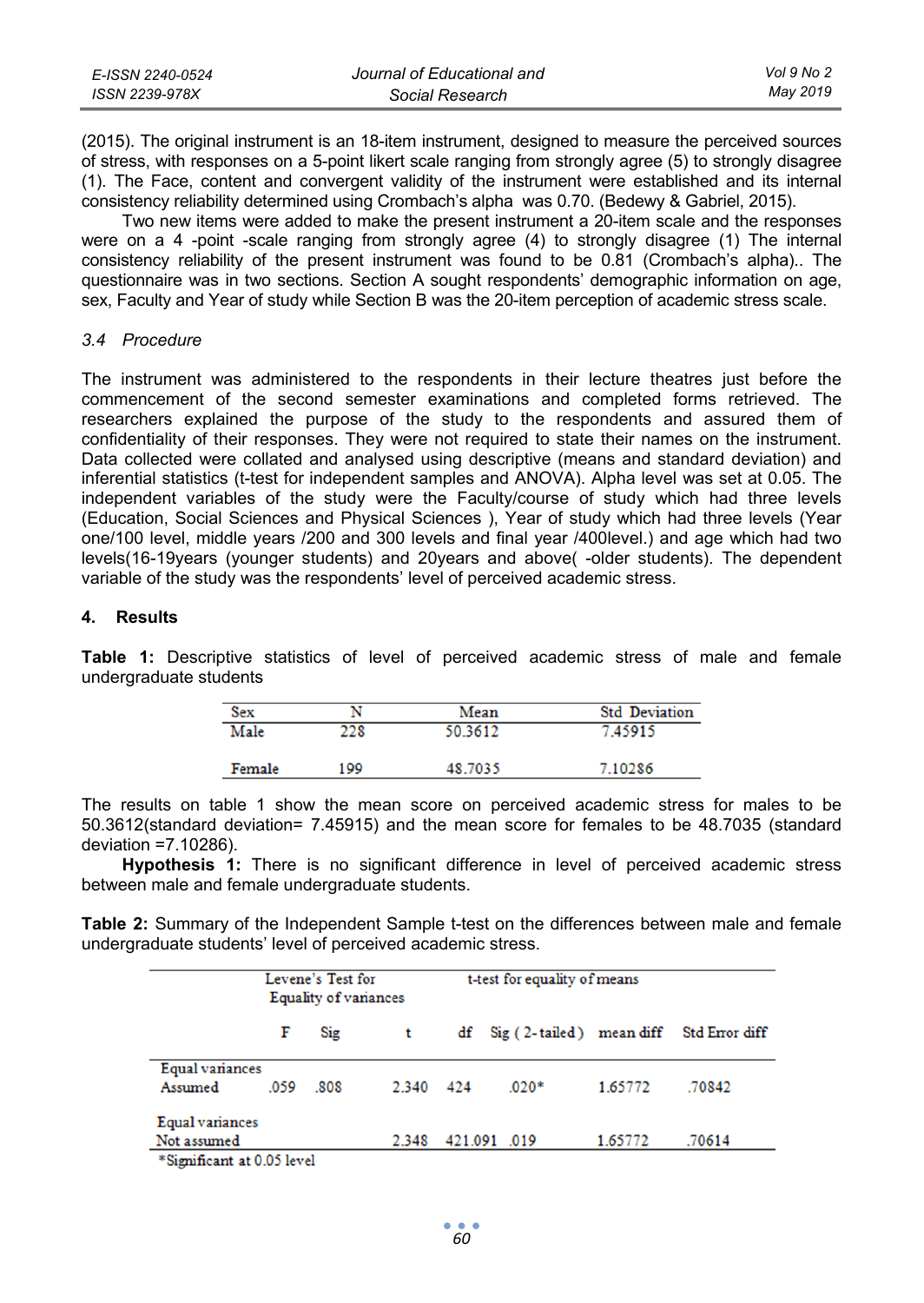(2015). The original instrument is an 18-item instrument, designed to measure the perceived sources of stress, with responses on a 5-point likert scale ranging from strongly agree (5) to strongly disagree (1). The Face, content and convergent validity of the instrument were established and its internal consistency reliability determined using Crombach's alpha was 0.70. (Bedewy & Gabriel, 2015).

Two new items were added to make the present instrument a 20-item scale and the responses were on a 4 -point -scale ranging from strongly agree (4) to strongly disagree (1) The internal consistency reliability of the present instrument was found to be 0.81 (Crombach's alpha).. The questionnaire was in two sections. Section A sought respondents' demographic information on age, sex, Faculty and Year of study while Section B was the 20-item perception of academic stress scale.

### *3.4 Procedure*

The instrument was administered to the respondents in their lecture theatres just before the commencement of the second semester examinations and completed forms retrieved. The researchers explained the purpose of the study to the respondents and assured them of confidentiality of their responses. They were not required to state their names on the instrument. Data collected were collated and analysed using descriptive (means and standard deviation) and inferential statistics (t-test for independent samples and ANOVA). Alpha level was set at 0.05. The independent variables of the study were the Faculty/course of study which had three levels (Education, Social Sciences and Physical Sciences ), Year of study which had three levels (Year one/100 level, middle years /200 and 300 levels and final year /400level.) and age which had two levels(16-19years (younger students) and 20years and above( -older students). The dependent variable of the study was the respondents' level of perceived academic stress.

## 4. Results

**Table 1:** Descriptive statistics of level of perceived academic stress of male and female undergraduate students

| Sex | N | Mean | Std Deviation |
|---|---|---|---|
| Male | 228 | 50.3612 | 7.45915 |
| Female | 199 | 48.7035 | 7.10286 |

The results on table 1 show the mean score on perceived academic stress for males to be 50.3612(standard deviation= 7.45915) and the mean score for females to be 48.7035 (standard deviation =7.10286).

**Hypothesis 1:** There is no significant difference in level of perceived academic stress between male and female undergraduate students.

**Table 2:** Summary of the Independent Sample t-test on the differences between male and female undergraduate students' level of perceived academic stress.

| | Levene's Test for Equality of variances | | t-test for equality of means | | | | |
|---|---|---|---|---|---|---|---|
| | F | Sig | t | df | Sig ( 2-tailed) | mean diff | Std Error diff |
| Equal variances Assumed | .059 | .808 | 2.340 | 424 | .020* | 1.65772 | .70842 |
| Equal variances Not assumed | | | 2.348 | 421.091 | .019 | 1.65772 | .70614 |

*Significant at 0.05 level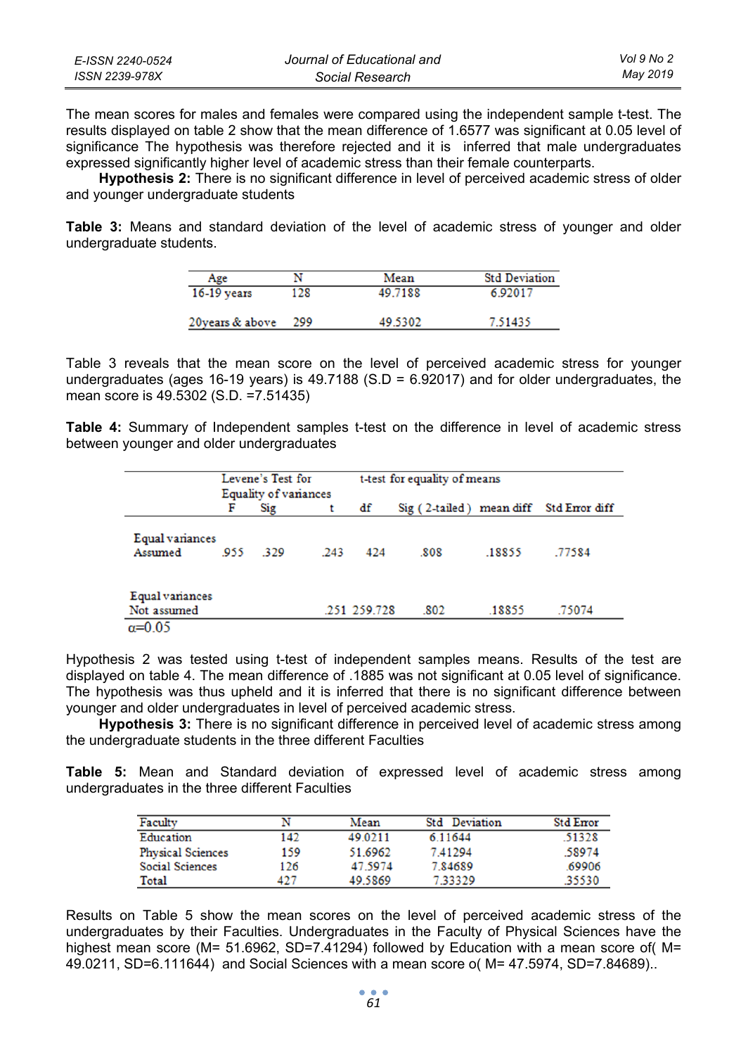The mean scores for males and females were compared using the independent sample t-test. The results displayed on table 2 show that the mean difference of 1.6577 was significant at 0.05 level of significance The hypothesis was therefore rejected and it is inferred that male undergraduates expressed significantly higher level of academic stress than their female counterparts.

**Hypothesis 2:** There is no significant difference in level of perceived academic stress of older and younger undergraduate students

**Table 3:** Means and standard deviation of the level of academic stress of younger and older undergraduate students.

| Age | N | Mean | Std Deviation |
|---|---|---|---|
| 16-19 years | 128 | 49.7188 | 6.92017 |
| 20years & above | 299 | 49.5302 | 7.51435 |

Table 3 reveals that the mean score on the level of perceived academic stress for younger undergraduates (ages 16-19 years) is 49.7188 (S.D = 6.92017) and for older undergraduates, the mean score is 49.5302 (S.D. =7.51435)

**Table 4:** Summary of Independent samples t-test on the difference in level of academic stress between younger and older undergraduates

| | Levene's Test for Equality of variances | | t-test for equality of means | | | | |
|---|---|---|---|---|---|---|---|
| | F | Sig | t | df | Sig ( 2-tailed ) | mean diff | Std Error diff |
| Equal variances Assumed | .955 | .329 | .243 | 424 | .808 | .18855 | .77584 |
| Equal variances Not assumed | | | .251 | 259.728 | .802 | .18855 | .75074 |

$\alpha$=0.05

Hypothesis 2 was tested using t-test of independent samples means. Results of the test are displayed on table 4. The mean difference of .1885 was not significant at 0.05 level of significance. The hypothesis was thus upheld and it is inferred that there is no significant difference between younger and older undergraduates in level of perceived academic stress.

**Hypothesis 3:** There is no significant difference in perceived level of academic stress among the undergraduate students in the three different Faculties

**Table 5:** Mean and Standard deviation of expressed level of academic stress among undergraduates in the three different Faculties

| Faculty | N | Mean | Std Deviation | Std Error |
|---|---|---|---|---|
| Education | 142 | 49.0211 | 6.11644 | .51328 |
| Physical Sciences | 159 | 51.6962 | 7.41294 | .58974 |
| Social Sciences | 126 | 47.5974 | 7.84689 | .69906 |
| Total | 427 | 49.5869 | 7.33329 | .35530 |

Results on Table 5 show the mean scores on the level of perceived academic stress of the undergraduates by their Faculties. Undergraduates in the Faculty of Physical Sciences have the highest mean score (M= 51.6962, SD=7.41294) followed by Education with a mean score of( M= 49.0211, SD=6.111644) and Social Sciences with a mean score o( M= 47.5974, SD=7.84689)..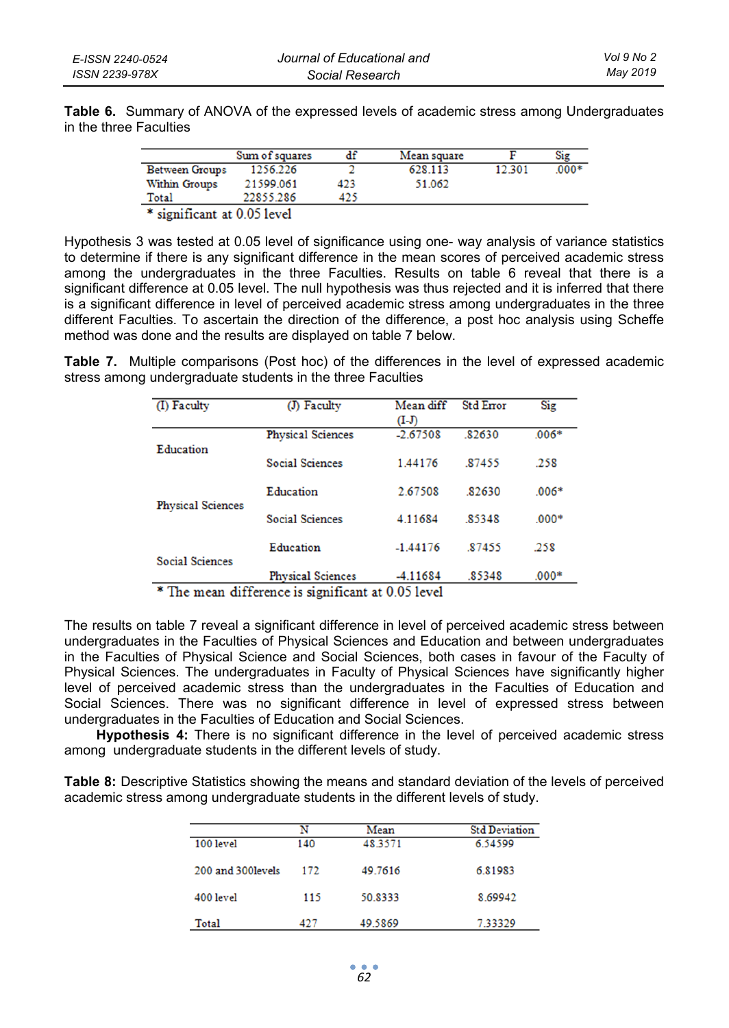**Table 6.** Summary of ANOVA of the expressed levels of academic stress among Undergraduates in the three Faculties

| | Sum of squares | df | Mean square | F | Sig |
|---|---|---|---|---|---|
| Between Groups | 1256.226 | 2 | 628.113 | 12.301 | .000* |
| Within Groups | 21599.061 | 423 | 51.062 | | |
| Total | 22855.286 | 425 | | | |

* significant at 0.05 level

Hypothesis 3 was tested at 0.05 level of significance using one- way analysis of variance statistics to determine if there is any significant difference in the mean scores of perceived academic stress among the undergraduates in the three Faculties. Results on table 6 reveal that there is a significant difference at 0.05 level. The null hypothesis was thus rejected and it is inferred that there is a significant difference in level of perceived academic stress among undergraduates in the three different Faculties. To ascertain the direction of the difference, a post hoc analysis using Scheffe method was done and the results are displayed on table 7 below.

**Table 7.** Multiple comparisons (Post hoc) of the differences in the level of expressed academic stress among undergraduate students in the three Faculties

| (I) Faculty | (J) Faculty | Mean diff (I-J) | Std Error | Sig |
|---|---|---|---|---|
| Education | Physical Sciences | -2.67508 | .82630 | .006* |
| | Social Sciences | 1.44176 | .87455 | .258 |
| Physical Sciences | Education | 2.67508 | .82630 | .006* |
| | Social Sciences | 4.11684 | .85348 | .000* |
| Social Sciences | Education | -1.44176 | .87455 | .258 |
| | Physical Sciences | -4.11684 | .85348 | .000* |

* The mean difference is significant at 0.05 level

The results on table 7 reveal a significant difference in level of perceived academic stress between undergraduates in the Faculties of Physical Sciences and Education and between undergraduates in the Faculties of Physical Science and Social Sciences, both cases in favour of the Faculty of Physical Sciences. The undergraduates in Faculty of Physical Sciences have significantly higher level of perceived academic stress than the undergraduates in the Faculties of Education and Social Sciences. There was no significant difference in level of expressed stress between undergraduates in the Faculties of Education and Social Sciences.

**Hypothesis 4:** There is no significant difference in the level of perceived academic stress among undergraduate students in the different levels of study.

**Table 8:** Descriptive Statistics showing the means and standard deviation of the levels of perceived academic stress among undergraduate students in the different levels of study.

| | N | Mean | Std Deviation |
|---|---|---|---|
| 100 level | 140 | 48.3571 | 6.54599 |
| 200 and 300levels | 172 | 49.7616 | 6.81983 |
| 400 level | 115 | 50.8333 | 8.69942 |
| Total | 427 | 49.5869 | 7.33329 |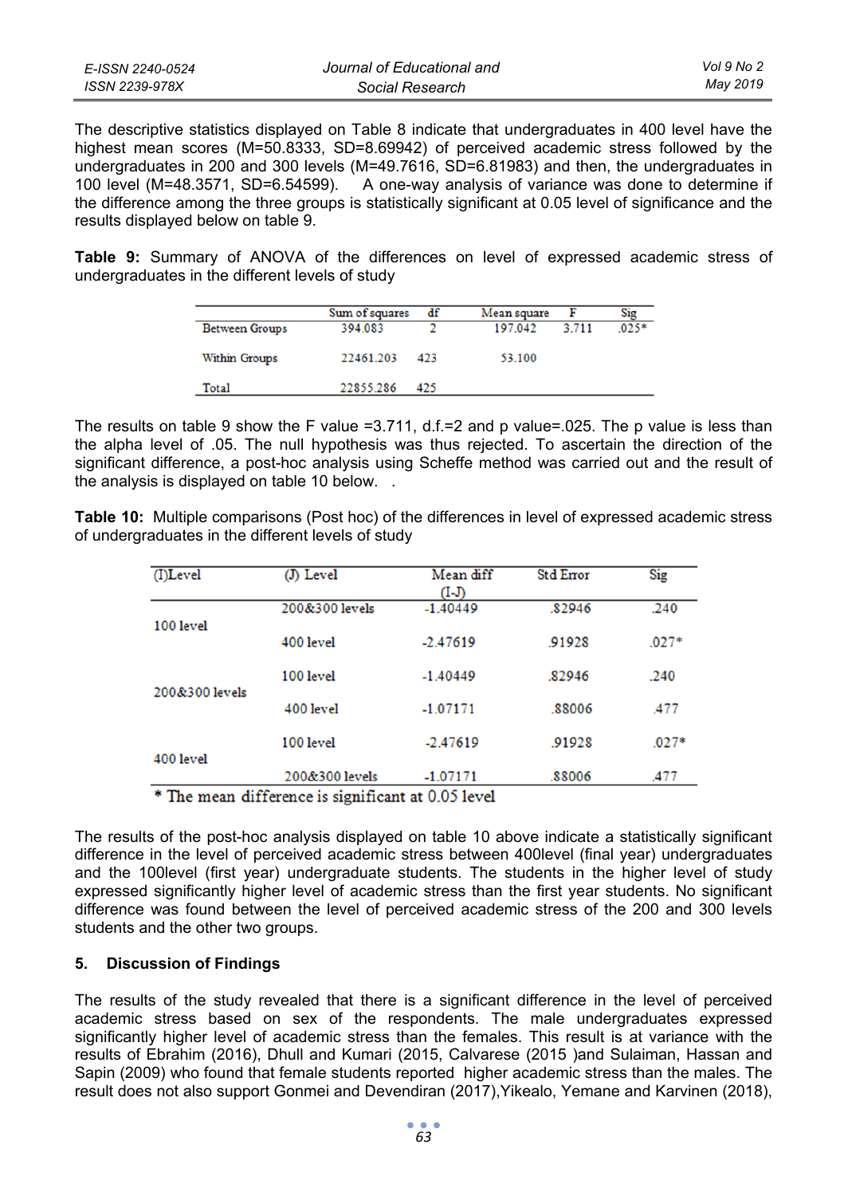The descriptive statistics displayed on Table 8 indicate that undergraduates in 400 level have the highest mean scores (M=50.8333, SD=8.69942) of perceived academic stress followed by the undergraduates in 200 and 300 levels (M=49.7616, SD=6.81983) and then, the undergraduates in 100 level (M=48.3571, SD=6.54599). A one-way analysis of variance was done to determine if the difference among the three groups is statistically significant at 0.05 level of significance and the results displayed below on table 9.

**Table 9:** Summary of ANOVA of the differences on level of expressed academic stress of undergraduates in the different levels of study

| | Sum of squares | df | Mean square | F | Sig |
|---|---|---|---|---|---|
| Between Groups | 394.083 | 2 | 197.042 | 3.711 | .025* |
| Within Groups | 22461.203 | 423 | 53.100 | | |
| Total | 22855.286 | 425 | | | |

The results on table 9 show the F value =3.711, d.f.=2 and p value=.025. The p value is less than the alpha level of .05. The null hypothesis was thus rejected. To ascertain the direction of the significant difference, a post-hoc analysis using Scheffe method was carried out and the result of the analysis is displayed on table 10 below. .

**Table 10:** Multiple comparisons (Post hoc) of the differences in level of expressed academic stress of undergraduates in the different levels of study

| (I)Level | (J) Level | Mean diff (I-J) | Std Error | Sig |
|---|---|---|---|---|
| 100 level | 200&300 levels | -1.40449 | .82946 | .240 |
| | 400 level | -2.47619 | .91928 | .027* |
| 200&300 levels | 100 level | -1.40449 | .82946 | .240 |
| | 400 level | -1.07171 | .88006 | .477 |
| 400 level | 100 level | -2.47619 | .91928 | .027* |
| | 200&300 levels | -1.07171 | .88006 | .477 |

* The mean difference is significant at 0.05 level

The results of the post-hoc analysis displayed on table 10 above indicate a statistically significant difference in the level of perceived academic stress between 400level (final year) undergraduates and the 100level (first year) undergraduate students. The students in the higher level of study expressed significantly higher level of academic stress than the first year students. No significant difference was found between the level of perceived academic stress of the 200 and 300 levels students and the other two groups.

## 5. Discussion of Findings

The results of the study revealed that there is a significant difference in the level of perceived academic stress based on sex of the respondents. The male undergraduates expressed significantly higher level of academic stress than the females. This result is at variance with the results of Ebrahim (2016), Dhull and Kumari (2015, Calvarese (2015 )and Sulaiman, Hassan and Sapin (2009) who found that female students reported higher academic stress than the males. The result does not also support Gonmei and Devendiran (2017),Yikealo, Yemane and Karvinen (2018),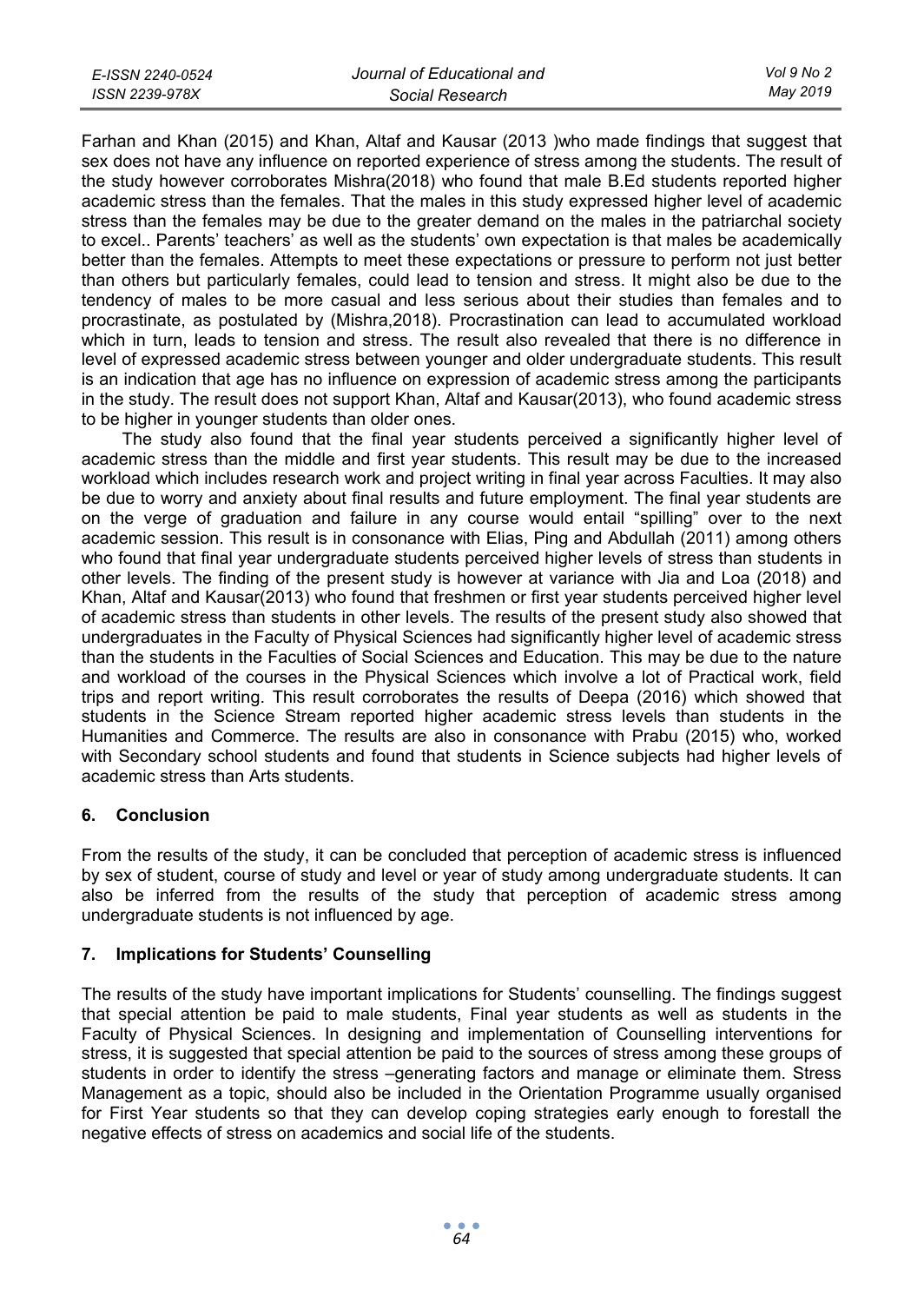Farhan and Khan (2015) and Khan, Altaf and Kausar (2013 )who made findings that suggest that sex does not have any influence on reported experience of stress among the students. The result of the study however corroborates Mishra(2018) who found that male B.Ed students reported higher academic stress than the females. That the males in this study expressed higher level of academic stress than the females may be due to the greater demand on the males in the patriarchal society to excel.. Parents' teachers' as well as the students' own expectation is that males be academically better than the females. Attempts to meet these expectations or pressure to perform not just better than others but particularly females, could lead to tension and stress. It might also be due to the tendency of males to be more casual and less serious about their studies than females and to procrastinate, as postulated by (Mishra,2018). Procrastination can lead to accumulated workload which in turn, leads to tension and stress. The result also revealed that there is no difference in level of expressed academic stress between younger and older undergraduate students. This result is an indication that age has no influence on expression of academic stress among the participants in the study. The result does not support Khan, Altaf and Kausar(2013), who found academic stress to be higher in younger students than older ones.

The study also found that the final year students perceived a significantly higher level of academic stress than the middle and first year students. This result may be due to the increased workload which includes research work and project writing in final year across Faculties. It may also be due to worry and anxiety about final results and future employment. The final year students are on the verge of graduation and failure in any course would entail "spilling" over to the next academic session. This result is in consonance with Elias, Ping and Abdullah (2011) among others who found that final year undergraduate students perceived higher levels of stress than students in other levels. The finding of the present study is however at variance with Jia and Loa (2018) and Khan, Altaf and Kausar(2013) who found that freshmen or first year students perceived higher level of academic stress than students in other levels. The results of the present study also showed that undergraduates in the Faculty of Physical Sciences had significantly higher level of academic stress than the students in the Faculties of Social Sciences and Education. This may be due to the nature and workload of the courses in the Physical Sciences which involve a lot of Practical work, field trips and report writing. This result corroborates the results of Deepa (2016) which showed that students in the Science Stream reported higher academic stress levels than students in the Humanities and Commerce. The results are also in consonance with Prabu (2015) who, worked with Secondary school students and found that students in Science subjects had higher levels of academic stress than Arts students.

## 6. Conclusion

From the results of the study, it can be concluded that perception of academic stress is influenced by sex of student, course of study and level or year of study among undergraduate students. It can also be inferred from the results of the study that perception of academic stress among undergraduate students is not influenced by age.

## 7. Implications for Students' Counselling

The results of the study have important implications for Students' counselling. The findings suggest that special attention be paid to male students, Final year students as well as students in the Faculty of Physical Sciences. In designing and implementation of Counselling interventions for stress, it is suggested that special attention be paid to the sources of stress among these groups of students in order to identify the stress –generating factors and manage or eliminate them. Stress Management as a topic, should also be included in the Orientation Programme usually organised for First Year students so that they can develop coping strategies early enough to forestall the negative effects of stress on academics and social life of the students.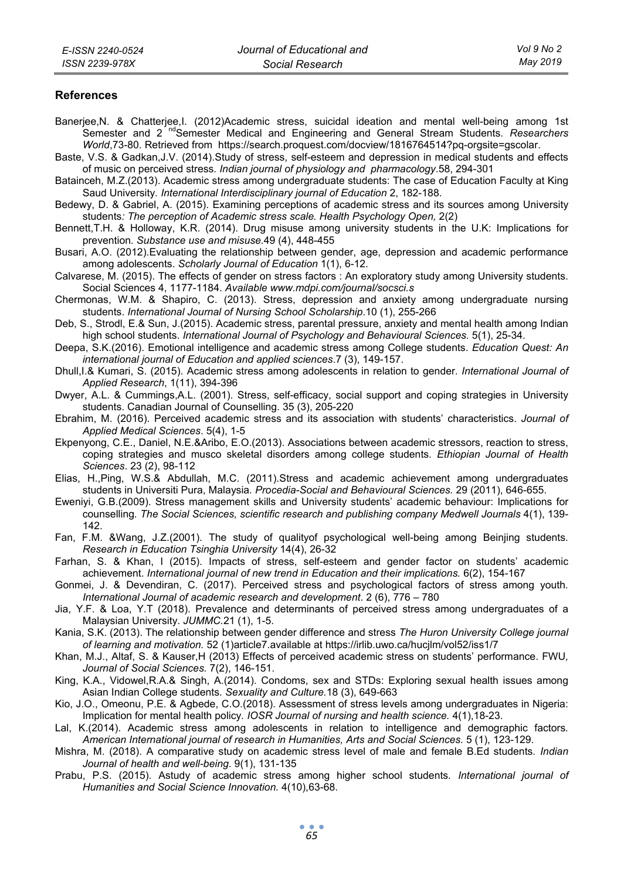## References

Banerjee,N. & Chatterjee,I. (2012)Academic stress, suicidal ideation and mental well-being among 1st Semester and 2 [nd]Semester Medical and Engineering and General Stream Students. *Researchers World*,73-80. Retrieved from https://search.proquest.com/docview/1816764514?pq-orgsite=gscolar.

Baste, V.S. & Gadkan,J.V. (2014).Study of stress, self-esteem and depression in medical students and effects of music on perceived stress*. Indian journal of physiology and pharmacology*.58, 294-301

Batainceh, M.Z.(2013). Academic stress among undergraduate students: The case of Education Faculty at King Saud University*. International Interdisciplinary journal of Education* 2, 182-188.

Bedewy, D. & Gabriel, A. (2015). Examining perceptions of academic stress and its sources among University students*: The perception of Academic stress scale. Health Psychology Open,* 2(2)

Bennett,T.H. & Holloway, K.R. (2014). Drug misuse among university students in the U.K: Implications for prevention*. Substance use and misuse*.49 (4), 448-455

Busari, A.O. (2012).Evaluating the relationship between gender, age, depression and academic performance among adolescents. *Scholarly Journal of Education* 1(1), 6-12.

Calvarese, M. (2015). The effects of gender on stress factors : An exploratory study among University students. Social Sciences 4, 1177-1184. *Available www.mdpi.com/journal/socsci.s*

Chermonas, W.M. & Shapiro, C. (2013). Stress, depression and anxiety among undergraduate nursing students. *International Journal of Nursing School Scholarship*.10 (1), 255-266

Deb, S., Strodl, E.& Sun, J.(2015). Academic stress, parental pressure, anxiety and mental health among Indian high school students. *International Journal of Psychology and Behavioural Sciences.* 5(1), 25-34.

Deepa, S.K.(2016). Emotional intelligence and academic stress among College students. *Education Quest: An international journal of Education and applied sciences*.7 (3), 149-157.

Dhull,I.& Kumari, S. (2015). Academic stress among adolescents in relation to gender*. International Journal of Applied Research*, 1(11), 394-396

Dwyer, A.L. & Cummings,A.L. (2001). Stress, self-efficacy, social support and coping strategies in University students. Canadian Journal of Counselling. 35 (3), 205-220

Ebrahim, M. (2016). Perceived academic stress and its association with students' characteristics. *Journal of Applied Medical Sciences*. 5(4), 1-5

Ekpenyong, C.E., Daniel, N.E.&Aribo, E.O.(2013). Associations between academic stressors, reaction to stress, coping strategies and musco skeletal disorders among college students. *Ethiopian Journal of Health Sciences*. 23 (2), 98-112

Elias, H.,Ping, W.S.& Abdullah, M.C. (2011).Stress and academic achievement among undergraduates students in Universiti Pura, Malaysia*. Procedia-Social and Behavioural Sciences.* 29 (2011), 646-655.

Eweniyi, G.B.(2009). Stress management skills and University students' academic behaviour: Implications for counselling*. The Social Sciences, scientific research and publishing company Medwell Journals* 4(1), 139-142.

Fan, F.M. &Wang, J.Z.(2001). The study of qualityof psychological well-being among Beinjing students*. Research in Education Tsinghia University* 14(4), 26-32

Farhan, S. & Khan, I (2015). Impacts of stress, self-esteem and gender factor on students' academic achievement. *International journal of new trend in Education and their implications.* 6(2), 154-167

Gonmei, J. & Devendiran, C. (2017). Perceived stress and psychological factors of stress among youth*. International Journal of academic research and development*. 2 (6), 776 – 780

Jia, Y.F. & Loa, Y.T (2018). Prevalence and determinants of perceived stress among undergraduates of a Malaysian University. *JUMMC*.21 (1), 1-5.

Kania, S.K. (2013). The relationship between gender difference and stress *The Huron University College journal of learning and motivation.* 52 (1)article7.available at https://irlib.uwo.ca/hucjlm/vol52/iss1/7

Khan, M.J., Altaf, S. & Kauser,H (2013) Effects of perceived academic stress on students' performance. FWU*, Journal of Social Sciences.* 7(2), 146-151.

King, K.A., Vidowel,R.A.& Singh, A.(2014). Condoms, sex and STDs: Exploring sexual health issues among Asian Indian College students*. Sexuality and Culture*.18 (3), 649-663

Kio, J.O., Omeonu, P.E. & Agbede, C.O.(2018). Assessment of stress levels among undergraduates in Nigeria: Implication for mental health policy*. IOSR Journal of nursing and health science.* 4(1),18-23.

Lal, K.(2014). Academic stress among adolescents in relation to intelligence and demographic factors*. American International journal of research in Humanities, Arts and Social Sciences.* 5 (1), 123-129.

Mishra, M. (2018). A comparative study on academic stress level of male and female B.Ed students*. Indian Journal of health and well-being.* 9(1), 131-135

Prabu, P.S. (2015). Astudy of academic stress among higher school students*. International journal of Humanities and Social Science Innovation.* 4(10),63-68.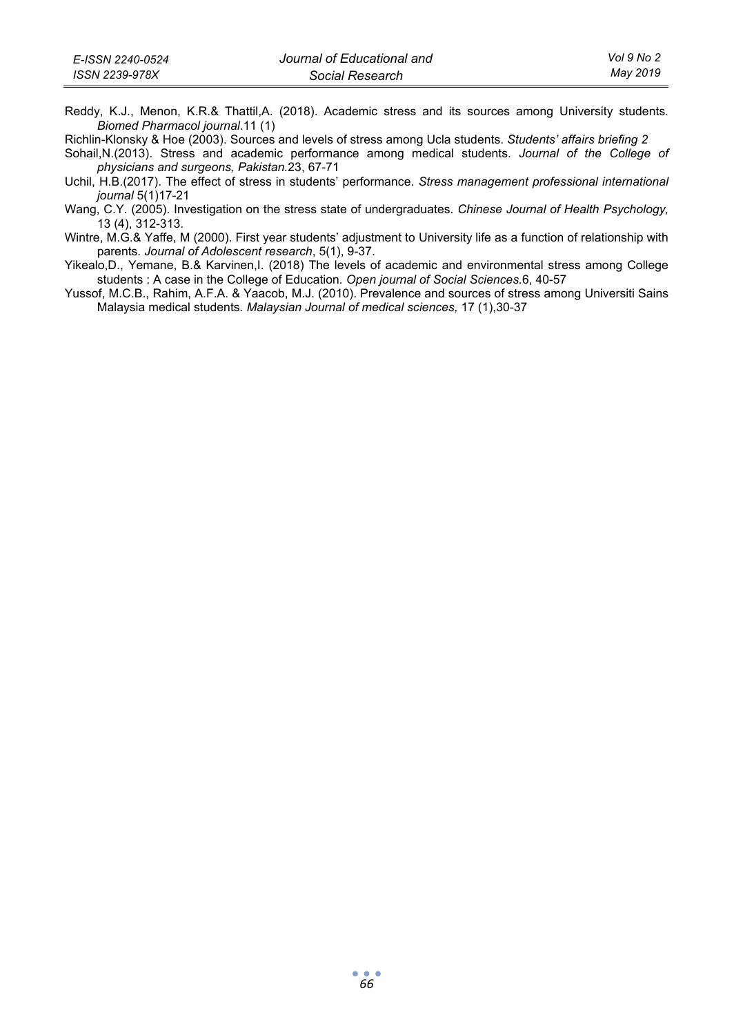Reddy, K.J., Menon, K.R.& Thattil,A. (2018). Academic stress and its sources among University students. *Biomed Pharmacol journal*.11 (1)

Richlin-Klonsky & Hoe (2003). Sources and levels of stress among Ucla students. *Students' affairs briefing 2*

Sohail,N.(2013). Stress and academic performance among medical students. *Journal of the College of physicians and surgeons, Pakistan.*23, 67-71

Uchil, H.B.(2017). The effect of stress in students' performance. *Stress management professional international journal* 5(1)17-21

Wang, C.Y. (2005). Investigation on the stress state of undergraduates. *Chinese Journal of Health Psychology,* 13 (4), 312-313.

Wintre, M.G.& Yaffe, M (2000). First year students' adjustment to University life as a function of relationship with parents. *Journal of Adolescent research*, 5(1), 9-37.

Yikealo,D., Yemane, B.& Karvinen,I. (2018) The levels of academic and environmental stress among College students : A case in the College of Education. *Open journal of Social Sciences.*6, 40-57

Yussof, M.C.B., Rahim, A.F.A. & Yaacob, M.J. (2010). Prevalence and sources of stress among Universiti Sains Malaysia medical students. *Malaysian Journal of medical sciences,* 17 (1),30-37